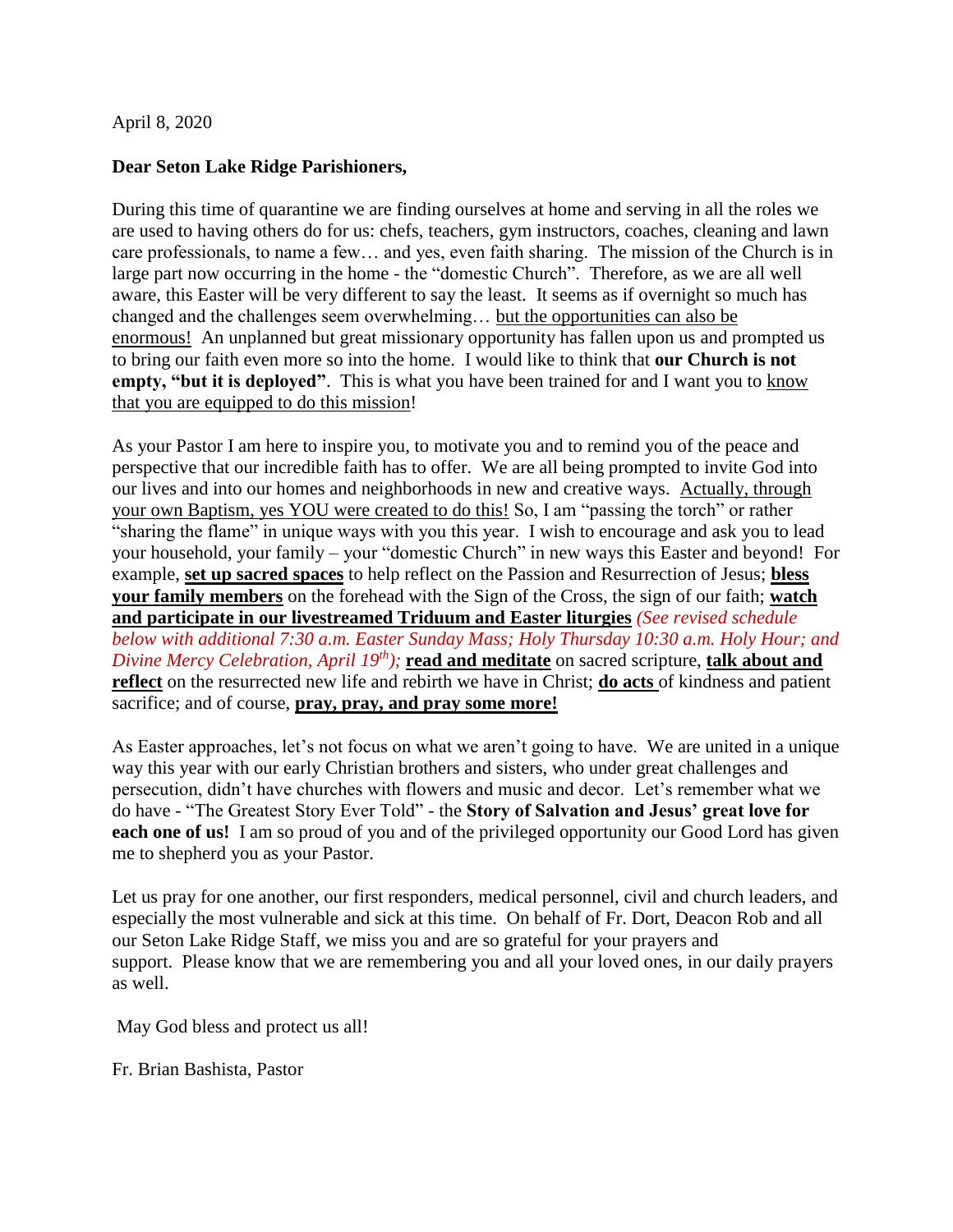April 8, 2020

**Dear Seton Lake Ridge Parishioners,**

During this time of quarantine we are finding ourselves at home and serving in all the roles we are used to having others do for us: chefs, teachers, gym instructors, coaches, cleaning and lawn care professionals, to name a few… and yes, even faith sharing. The mission of the Church is in large part now occurring in the home - the "domestic Church". Therefore, as we are all well aware, this Easter will be very different to say the least. It seems as if overnight so much has changed and the challenges seem overwhelming… <u>but the opportunities can also be enormous!</u> An unplanned but great missionary opportunity has fallen upon us and prompted us to bring our faith even more so into the home. I would like to think that **our Church is not empty, "but it is deployed"**. This is what you have been trained for and I want you to <u>know that you are equipped to do this mission</u>!

As your Pastor I am here to inspire you, to motivate you and to remind you of the peace and perspective that our incredible faith has to offer. We are all being prompted to invite God into our lives and into our homes and neighborhoods in new and creative ways. <u>Actually, through your own Baptism, yes YOU were created to do this!</u> So, I am "passing the torch" or rather "sharing the flame" in unique ways with you this year. I wish to encourage and ask you to lead your household, your family – your "domestic Church" in new ways this Easter and beyond! For example, <u>**set up sacred spaces**</u> to help reflect on the Passion and Resurrection of Jesus; <u>**bless your family members**</u> on the forehead with the Sign of the Cross, the sign of our faith; <u>**watch and participate in our livestreamed Triduum and Easter liturgies**</u> *(See revised schedule below with additional 7:30 a.m. Easter Sunday Mass; Holy Thursday 10:30 a.m. Holy Hour; and Divine Mercy Celebration, April 19th);* <u>**read and meditate**</u> on sacred scripture, <u>**talk about and reflect**</u> on the resurrected new life and rebirth we have in Christ; <u>**do acts**</u> of kindness and patient sacrifice; and of course, <u>**pray, pray, and pray some more!**</u>

As Easter approaches, let's not focus on what we aren't going to have. We are united in a unique way this year with our early Christian brothers and sisters, who under great challenges and persecution, didn't have churches with flowers and music and decor. Let's remember what we do have - "The Greatest Story Ever Told" - the **Story of Salvation and Jesus' great love for each one of us!** I am so proud of you and of the privileged opportunity our Good Lord has given me to shepherd you as your Pastor.

Let us pray for one another, our first responders, medical personnel, civil and church leaders, and especially the most vulnerable and sick at this time. On behalf of Fr. Dort, Deacon Rob and all our Seton Lake Ridge Staff, we miss you and are so grateful for your prayers and support. Please know that we are remembering you and all your loved ones, in our daily prayers as well.

May God bless and protect us all!

Fr. Brian Bashista, Pastor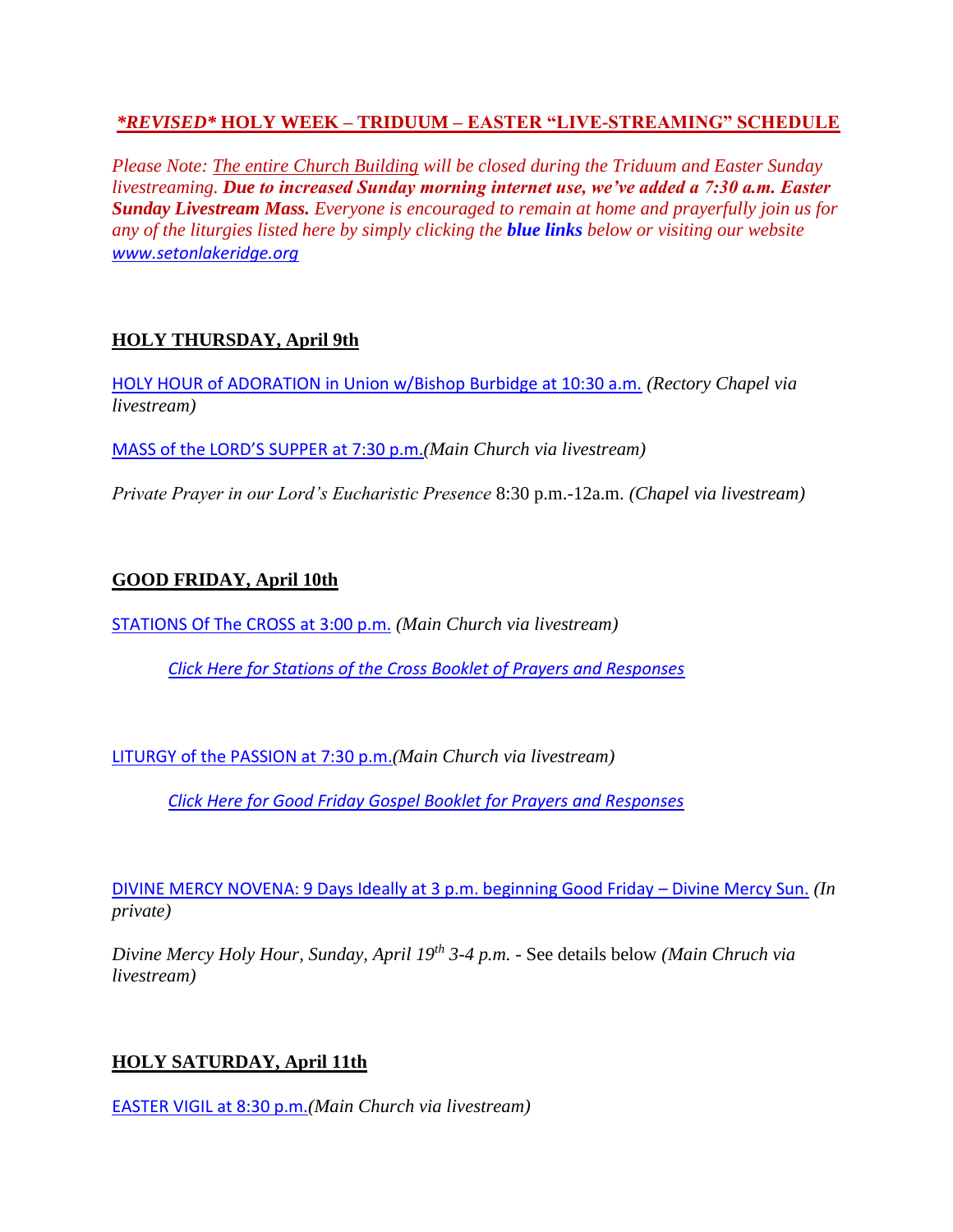## ***REVISED*** **HOLY WEEK – TRIDUUM – EASTER "LIVE-STREAMING" SCHEDULE**

*Please Note: The entire Church Building will be closed during the Triduum and Easter Sunday livestreaming.* ***Due to increased Sunday morning internet use, we've added a 7:30 a.m. Easter Sunday Livestream Mass.*** *Everyone is encouraged to remain at home and prayerfully join us for any of the liturgies listed here by simply clicking the* ***blue links*** *below or visiting our website www.setonlakeridge.org*

### **HOLY THURSDAY, April 9th**

HOLY HOUR of ADORATION in Union w/Bishop Burbidge at 10:30 a.m. *(Rectory Chapel via livestream)*

MASS of the LORD'S SUPPER at 7:30 p.m.*(Main Church via livestream)*

*Private Prayer in our Lord's Eucharistic Presence* 8:30 p.m.-12a.m. *(Chapel via livestream)*

### **GOOD FRIDAY, April 10th**

STATIONS Of The CROSS at 3:00 p.m. *(Main Church via livestream)*

*Click Here for Stations of the Cross Booklet of Prayers and Responses*

LITURGY of the PASSION at 7:30 p.m.*(Main Church via livestream)*

*Click Here for Good Friday Gospel Booklet for Prayers and Responses*

DIVINE MERCY NOVENA: 9 Days Ideally at 3 p.m. beginning Good Friday – Divine Mercy Sun. *(In private)*

*Divine Mercy Holy Hour, Sunday, April 19th 3-4 p.m.* - See details below *(Main Chruch via livestream)*

### **HOLY SATURDAY, April 11th**

EASTER VIGIL at 8:30 p.m.*(Main Church via livestream)*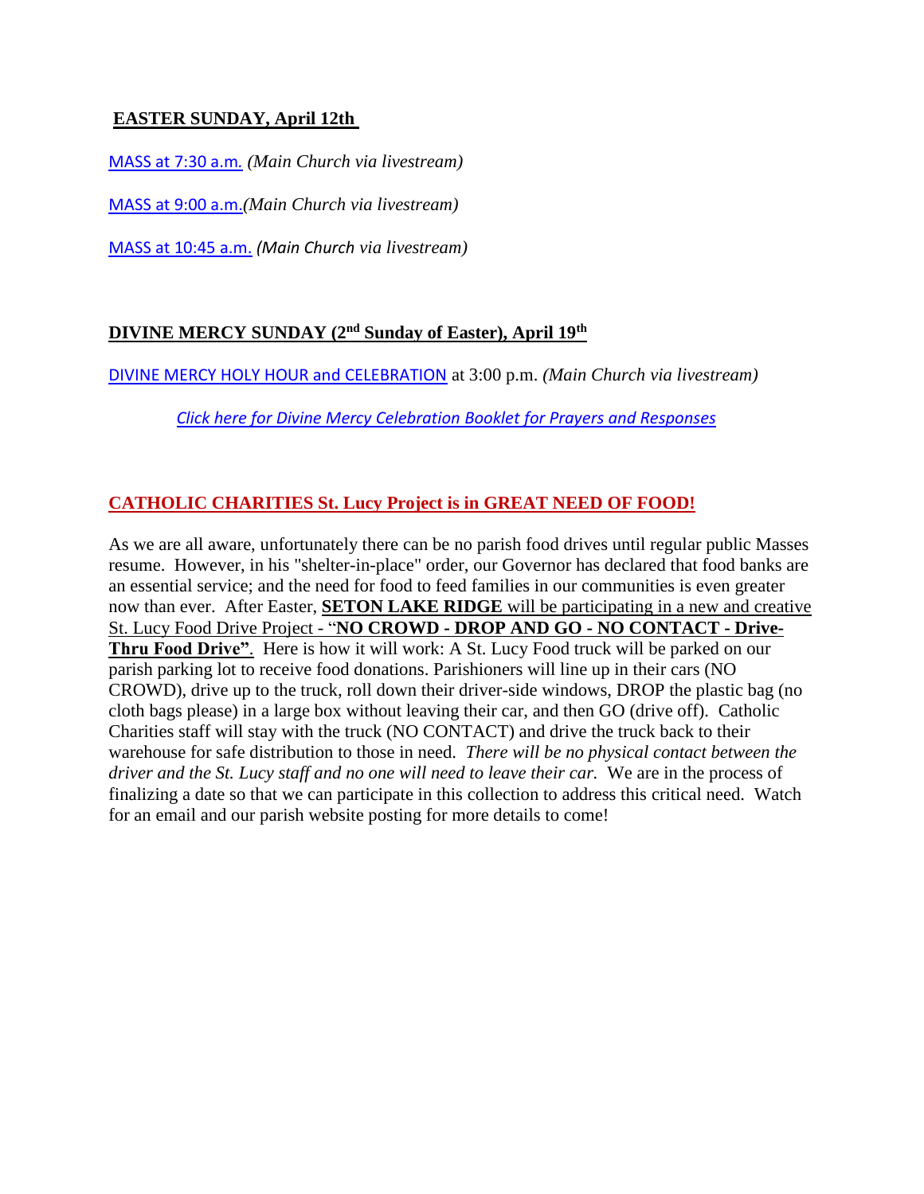**EASTER SUNDAY, April 12th**

MASS at 7:30 a.m. *(Main Church via livestream)*

MASS at 9:00 a.m.*(Main Church via livestream)*

MASS at 10:45 a.m. *(Main Church via livestream)*

**DIVINE MERCY SUNDAY (2nd Sunday of Easter), April 19th**

DIVINE MERCY HOLY HOUR and CELEBRATION at 3:00 p.m. *(Main Church via livestream)*

*Click here for Divine Mercy Celebration Booklet for Prayers and Responses*

**CATHOLIC CHARITIES St. Lucy Project is in GREAT NEED OF FOOD!**

As we are all aware, unfortunately there can be no parish food drives until regular public Masses resume. However, in his "shelter-in-place" order, our Governor has declared that food banks are an essential service; and the need for food to feed families in our communities is even greater now than ever. After Easter, **SETON LAKE RIDGE** will be participating in a new and creative St. Lucy Food Drive Project - "**NO CROWD - DROP AND GO - NO CONTACT - Drive-Thru Food Drive"**. Here is how it will work: A St. Lucy Food truck will be parked on our parish parking lot to receive food donations. Parishioners will line up in their cars (NO CROWD), drive up to the truck, roll down their driver-side windows, DROP the plastic bag (no cloth bags please) in a large box without leaving their car, and then GO (drive off). Catholic Charities staff will stay with the truck (NO CONTACT) and drive the truck back to their warehouse for safe distribution to those in need. *There will be no physical contact between the driver and the St. Lucy staff and no one will need to leave their car.* We are in the process of finalizing a date so that we can participate in this collection to address this critical need. Watch for an email and our parish website posting for more details to come!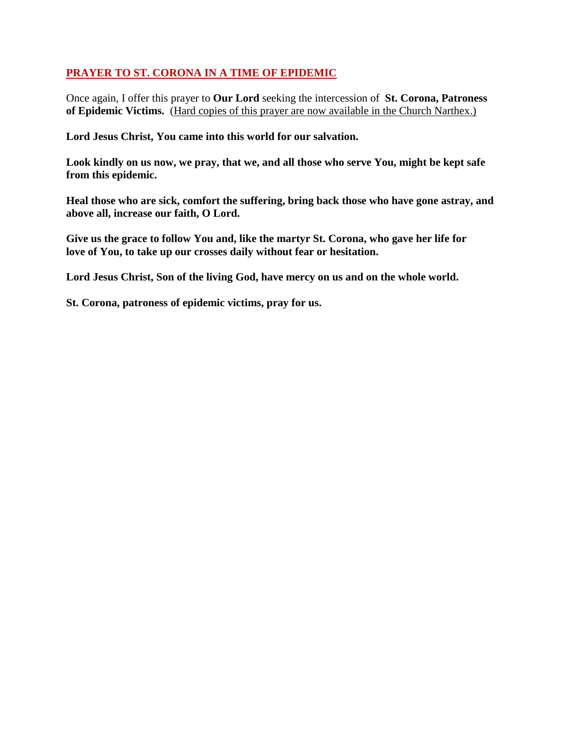## PRAYER TO ST. CORONA IN A TIME OF EPIDEMIC

Once again, I offer this prayer to **Our Lord** seeking the intercession of **St. Corona, Patroness of Epidemic Victims.** (Hard copies of this prayer are now available in the Church Narthex.)

**Lord Jesus Christ, You came into this world for our salvation.**

**Look kindly on us now, we pray, that we, and all those who serve You, might be kept safe from this epidemic.**

**Heal those who are sick, comfort the suffering, bring back those who have gone astray, and above all, increase our faith, O Lord.**

**Give us the grace to follow You and, like the martyr St. Corona, who gave her life for love of You, to take up our crosses daily without fear or hesitation.**

**Lord Jesus Christ, Son of the living God, have mercy on us and on the whole world.**

**St. Corona, patroness of epidemic victims, pray for us.**